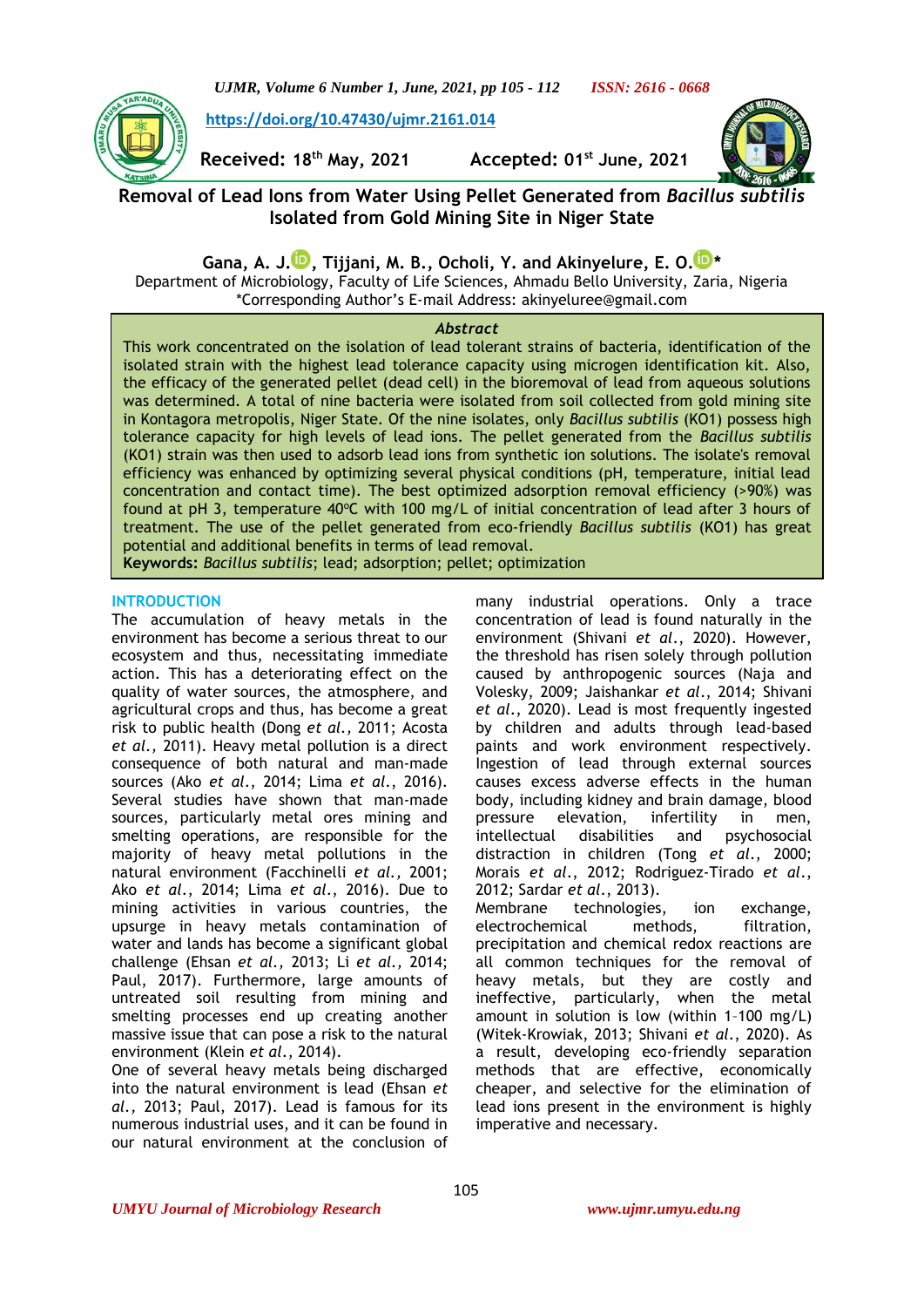https://doi.org/10.47430/ujmr.2161.014

**Received: 18th May, 2021** **Accepted: 01st June, 2021**

# Removal of Lead Ions from Water Using Pellet Generated from *Bacillus subtilis* Isolated from Gold Mining Site in Niger State

**Gana, A. J., Tijjani, M. B., Ocholi, Y. and Akinyelure, E. O.***

Department of Microbiology, Faculty of Life Sciences, Ahmadu Bello University, Zaria, Nigeria
*Corresponding Author's E-mail Address: akinyeluree@gmail.com

## *Abstract*

This work concentrated on the isolation of lead tolerant strains of bacteria, identification of the isolated strain with the highest lead tolerance capacity using microgen identification kit. Also, the efficacy of the generated pellet (dead cell) in the bioremoval of lead from aqueous solutions was determined. A total of nine bacteria were isolated from soil collected from gold mining site in Kontagora metropolis, Niger State. Of the nine isolates, only *Bacillus subtilis* (KO1) possess high tolerance capacity for high levels of lead ions. The pellet generated from the *Bacillus subtilis* (KO1) strain was then used to adsorb lead ions from synthetic ion solutions. The isolate's removal efficiency was enhanced by optimizing several physical conditions (pH, temperature, initial lead concentration and contact time). The best optimized adsorption removal efficiency (>90%) was found at pH 3, temperature 40ºC with 100 mg/L of initial concentration of lead after 3 hours of treatment. The use of the pellet generated from eco-friendly *Bacillus subtilis* (KO1) has great potential and additional benefits in terms of lead removal.

**Keywords:** *Bacillus subtilis*; lead; adsorption; pellet; optimization

## INTRODUCTION

The accumulation of heavy metals in the environment has become a serious threat to our ecosystem and thus, necessitating immediate action. This has a deteriorating effect on the quality of water sources, the atmosphere, and agricultural crops and thus, has become a great risk to public health (Dong *et al.*, 2011; Acosta *et al.*, 2011). Heavy metal pollution is a direct consequence of both natural and man-made sources (Ako *et al.*, 2014; Lima *et al.*, 2016). Several studies have shown that man-made sources, particularly metal ores mining and smelting operations, are responsible for the majority of heavy metal pollutions in the natural environment (Facchinelli *et al.*, 2001; Ako *et al.*, 2014; Lima *et al.*, 2016). Due to mining activities in various countries, the upsurge in heavy metals contamination of water and lands has become a significant global challenge (Ehsan *et al.*, 2013; Li *et al.*, 2014; Paul, 2017). Furthermore, large amounts of untreated soil resulting from mining and smelting processes end up creating another massive issue that can pose a risk to the natural environment (Klein *et al.*, 2014).

One of several heavy metals being discharged into the natural environment is lead (Ehsan *et al.*, 2013; Paul, 2017). Lead is famous for its numerous industrial uses, and it can be found in our natural environment at the conclusion of many industrial operations. Only a trace concentration of lead is found naturally in the environment (Shivani *et al.*, 2020). However, the threshold has risen solely through pollution caused by anthropogenic sources (Naja and Volesky, 2009; Jaishankar *et al.*, 2014; Shivani *et al.*, 2020). Lead is most frequently ingested by children and adults through lead-based paints and work environment respectively. Ingestion of lead through external sources causes excess adverse effects in the human body, including kidney and brain damage, blood pressure elevation, infertility in men, intellectual disabilities and psychosocial distraction in children (Tong *et al.*, 2000; Morais *et al.*, 2012; Rodriguez-Tirado *et al.*, 2012; Sardar *et al.*, 2013).

Membrane technologies, ion exchange, electrochemical methods, filtration, precipitation and chemical redox reactions are all common techniques for the removal of heavy metals, but they are costly and ineffective, particularly, when the metal amount in solution is low (within 1–100 mg/L) (Witek-Krowiak, 2013; Shivani *et al.*, 2020). As a result, developing eco-friendly separation methods that are effective, economically cheaper, and selective for the elimination of lead ions present in the environment is highly imperative and necessary.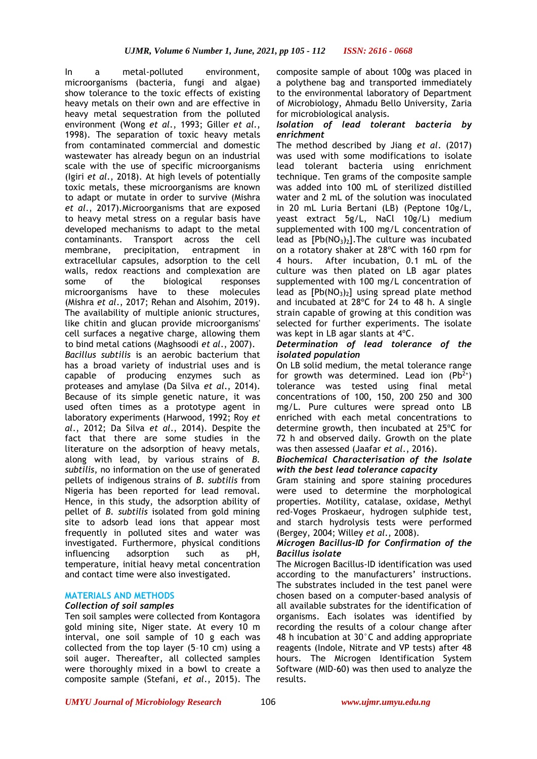In a metal-polluted environment, microorganisms (bacteria, fungi and algae) show tolerance to the toxic effects of existing heavy metals on their own and are effective in heavy metal sequestration from the polluted environment (Wong *et al.*, 1993; Giller *et al.*, 1998). The separation of toxic heavy metals from contaminated commercial and domestic wastewater has already begun on an industrial scale with the use of specific microorganisms (Igiri *et al.*, 2018). At high levels of potentially toxic metals, these microorganisms are known to adapt or mutate in order to survive (Mishra *et al.*, 2017).Microorganisms that are exposed to heavy metal stress on a regular basis have developed mechanisms to adapt to the metal contaminants. Transport across the cell membrane, precipitation, entrapment in extracellular capsules, adsorption to the cell walls, redox reactions and complexation are some of the biological responses microorganisms have to these molecules (Mishra *et al.*, 2017; Rehan and Alsohim, 2019). The availability of multiple anionic structures, like chitin and glucan provide microorganisms' cell surfaces a negative charge, allowing them to bind metal cations (Maghsoodi *et al.*, 2007).

*Bacillus subtilis* is an aerobic bacterium that has a broad variety of industrial uses and is capable of producing enzymes such as proteases and amylase (Da Silva *et al.*, 2014). Because of its simple genetic nature, it was used often times as a prototype agent in laboratory experiments (Harwood, 1992; Roy *et al.*, 2012; Da Silva *et al.*, 2014). Despite the fact that there are some studies in the literature on the adsorption of heavy metals, along with lead, by various strains of *B. subtilis*, no information on the use of generated pellets of indigenous strains of *B. subtilis* from Nigeria has been reported for lead removal. Hence, in this study, the adsorption ability of pellet of *B. subtilis* isolated from gold mining site to adsorb lead ions that appear most frequently in polluted sites and water was investigated. Furthermore, physical conditions influencing adsorption such as pH, temperature, initial heavy metal concentration and contact time were also investigated.

## MATERIALS AND METHODS

### *Collection of soil samples*

Ten soil samples were collected from Kontagora gold mining site, Niger state. At every 10 m interval, one soil sample of 10 g each was collected from the top layer (5–10 cm) using a soil auger. Thereafter, all collected samples were thoroughly mixed in a bowl to create a composite sample (Stefani, *et al.*, 2015). The composite sample of about 100g was placed in a polythene bag and transported immediately to the environmental laboratory of Department of Microbiology, Ahmadu Bello University, Zaria for microbiological analysis.

### *Isolation of lead tolerant bacteria by enrichment*

The method described by Jiang *et al.* (2017) was used with some modifications to isolate lead tolerant bacteria using enrichment technique. Ten grams of the composite sample was added into 100 mL of sterilized distilled water and 2 mL of the solution was inoculated in 20 mL Luria Bertani (LB) (Peptone 10g/L, yeast extract 5g/L, NaCl 10g/L) medium supplemented with 100 mg/L concentration of lead as [$Pb(NO_3)_2$].The culture was incubated on a rotatory shaker at 28°C with 160 rpm for 4 hours. After incubation, 0.1 mL of the culture was then plated on LB agar plates supplemented with 100 mg/L concentration of lead as [$Pb(NO_3)_2$] using spread plate method and incubated at 28°C for 24 to 48 h. A single strain capable of growing at this condition was selected for further experiments. The isolate was kept in LB agar slants at 4°C.

### *Determination of lead tolerance of the isolated population*

On LB solid medium, the metal tolerance range for growth was determined. Lead ion ($Pb^{2+}$) tolerance was tested using final metal concentrations of 100, 150, 200 250 and 300 mg/L. Pure cultures were spread onto LB enriched with each metal concentrations to determine growth, then incubated at 25°C for 72 h and observed daily. Growth on the plate was then assessed (Jaafar *et al.*, 2016).

### *Biochemical Characterisation of the Isolate with the best lead tolerance capacity*

Gram staining and spore staining procedures were used to determine the morphological properties. Motility, catalase, oxidase, Methyl red-Voges Proskaeur, hydrogen sulphide test, and starch hydrolysis tests were performed (Bergey, 2004; Willey *et al.*, 2008).

### *Microgen Bacillus-ID for Confirmation of the Bacillus isolate*

The Microgen Bacillus-ID identification was used according to the manufacturers' instructions. The substrates included in the test panel were chosen based on a computer-based analysis of all available substrates for the identification of organisms. Each isolates was identified by recording the results of a colour change after 48 h incubation at 30°C and adding appropriate reagents (Indole, Nitrate and VP tests) after 48 hours. The Microgen Identification System Software (MID-60) was then used to analyze the results.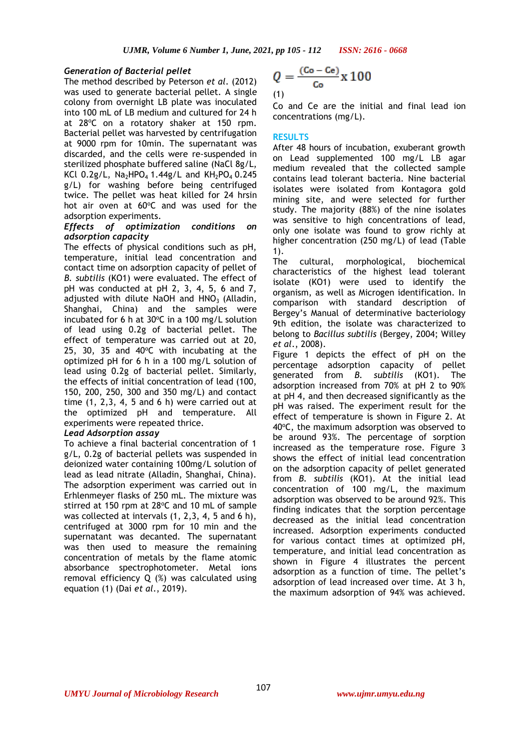### *Generation of Bacterial pellet*

The method described by Peterson *et al*. (2012) was used to generate bacterial pellet. A single colony from overnight LB plate was inoculated into 100 mL of LB medium and cultured for 24 h at 28ºC on a rotatory shaker at 150 rpm. Bacterial pellet was harvested by centrifugation at 9000 rpm for 10min. The supernatant was discarded, and the cells were re-suspended in sterilized phosphate buffered saline (NaCl 8g/L, KCl 0.2g/L, $Na_2HPO_4$ 1.44g/L and $KH_2PO_4$ 0.245 g/L) for washing before being centrifuged twice. The pellet was heat killed for 24 hrsin hot air oven at 60ºC and was used for the adsorption experiments.

### *Effects of optimization conditions on adsorption capacity*

The effects of physical conditions such as pH, temperature, initial lead concentration and contact time on adsorption capacity of pellet of *B. subtilis* (KO1) were evaluated. The effect of pH was conducted at pH 2, 3, 4, 5, 6 and 7, adjusted with dilute NaOH and $HNO_3$ (Alladin, Shanghai, China) and the samples were incubated for 6 h at 30ºC in a 100 mg/L solution of lead using 0.2g of bacterial pellet. The effect of temperature was carried out at 20, 25, 30, 35 and 40ºC with incubating at the optimized pH for 6 h in a 100 mg/L solution of lead using 0.2g of bacterial pellet. Similarly, the effects of initial concentration of lead (100, 150, 200, 250, 300 and 350 mg/L) and contact time (1, 2,3, 4, 5 and 6 h) were carried out at the optimized pH and temperature. All experiments were repeated thrice.

### *Lead Adsorption assay*

To achieve a final bacterial concentration of 1 g/L, 0.2g of bacterial pellets was suspended in deionized water containing 100mg/L solution of lead as lead nitrate (Alladin, Shanghai, China). The adsorption experiment was carried out in Erhlenmeyer flasks of 250 mL. The mixture was stirred at 150 rpm at 28ºC and 10 mL of sample was collected at intervals (1, 2,3, 4, 5 and 6 h), centrifuged at 3000 rpm for 10 min and the supernatant was decanted. The supernatant was then used to measure the remaining concentration of metals by the flame atomic absorbance spectrophotometer. Metal ions removal efficiency Q (%) was calculated using equation (1) (Dai *et al*., 2019).

$$Q = \frac{(Co - Ce)}{Co} \times 100$$

(1)

Co and Ce are the initial and final lead ion concentrations (mg/L).

## RESULTS

After 48 hours of incubation, exuberant growth on Lead supplemented 100 mg/L LB agar medium revealed that the collected sample contains lead tolerant bacteria. Nine bacterial isolates were isolated from Kontagora gold mining site, and were selected for further study. The majority (88%) of the nine isolates was sensitive to high concentrations of lead, only one isolate was found to grow richly at higher concentration (250 mg/L) of lead (Table 1).

The cultural, morphological, biochemical characteristics of the highest lead tolerant isolate (KO1) were used to identify the organism, as well as Microgen identification. In comparison with standard description of Bergey's Manual of determinative bacteriology 9th edition, the isolate was characterized to belong to *Bacillus subtilis* (Bergey, 2004; Willey *et al*., 2008).

Figure 1 depicts the effect of pH on the percentage adsorption capacity of pellet generated from *B. subtilis* (KO1). The adsorption increased from 70% at pH 2 to 90% at pH 4, and then decreased significantly as the pH was raised. The experiment result for the effect of temperature is shown in Figure 2. At 40ºC, the maximum adsorption was observed to be around 93%. The percentage of sorption increased as the temperature rose. Figure 3 shows the effect of initial lead concentration on the adsorption capacity of pellet generated from *B. subtilis* (KO1). At the initial lead concentration of 100 mg/L, the maximum adsorption was observed to be around 92%. This finding indicates that the sorption percentage decreased as the initial lead concentration increased. Adsorption experiments conducted for various contact times at optimized pH, temperature, and initial lead concentration as shown in Figure 4 illustrates the percent adsorption as a function of time. The pellet's adsorption of lead increased over time. At 3 h, the maximum adsorption of 94% was achieved.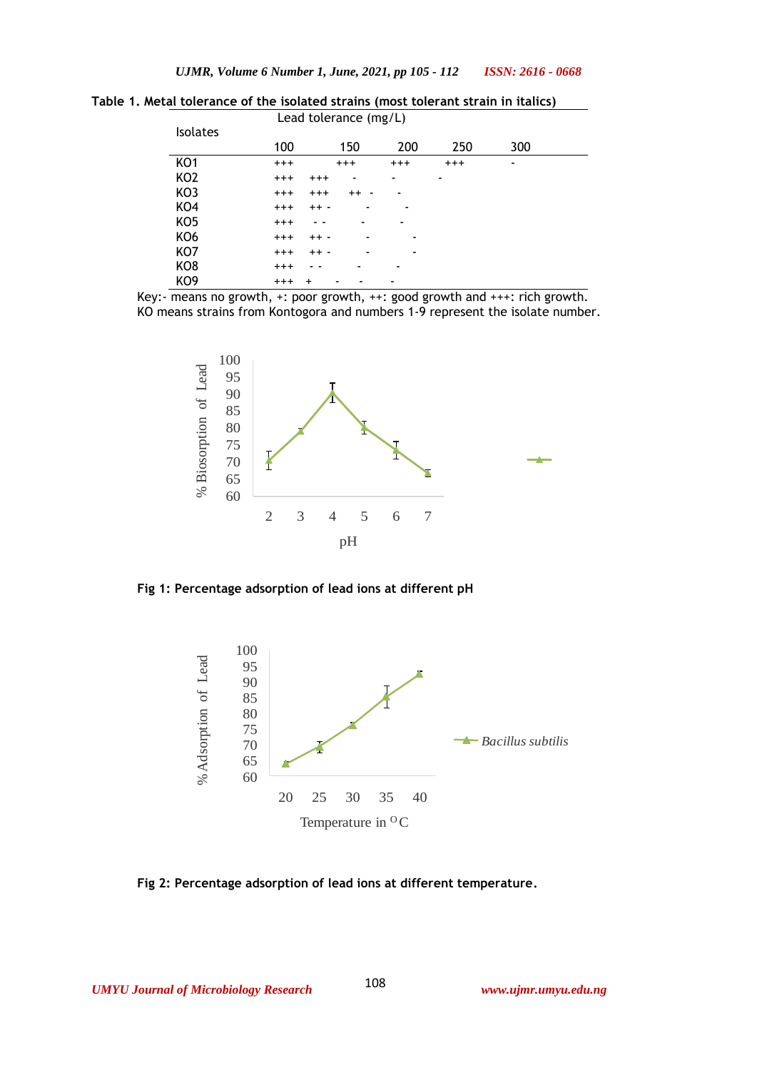**Table 1. Metal tolerance of the isolated strains (most tolerant strain in italics)**

| Isolates | Lead tolerance (mg/L) | | | | |
|---|---|---|---|---|---|
| | 100 | 150 | 200 | 250 | 300 |
| KO1 | +++ | +++ | +++ | +++ | - |
| KO2 | +++ | +++ | - | - | - |
| KO3 | +++ | +++ | ++ | - | - |
| KO4 | +++ | ++ | - | - | - |
| KO5 | +++ | - | - | - | - |
| KO6 | +++ | ++ | - | - | - |
| KO7 | +++ | ++ | - | - | - |
| KO8 | +++ | - | - | - | - |
| KO9 | +++ | + | - | - | - |

Key:- means no growth, +: poor growth, ++: good growth and +++: rich growth. KO means strains from Kontogora and numbers 1-9 represent the isolate number.

**Fig 1: Percentage adsorption of lead ions at different pH**

**Fig 2: Percentage adsorption of lead ions at different temperature.**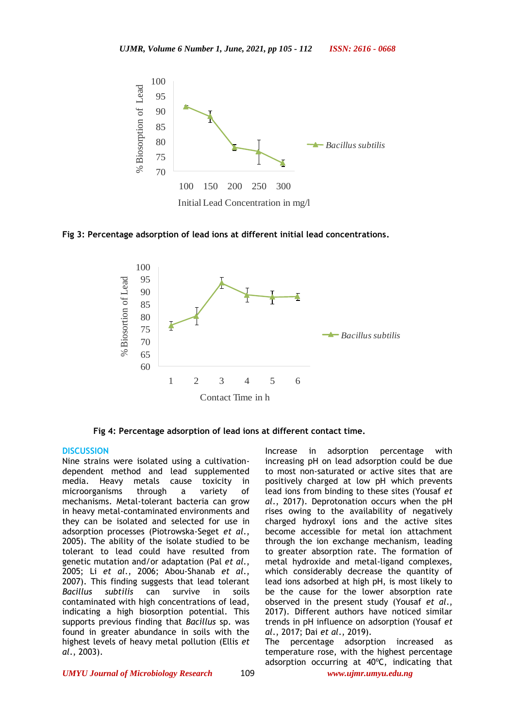Fig 3: **Percentage adsorption of lead ions at different initial lead concentrations.**

Fig 4: **Percentage adsorption of lead ions at different contact time.**

## DISCUSSION

Nine strains were isolated using a cultivation-dependent method and lead supplemented media. Heavy metals cause toxicity in microorganisms through a variety of mechanisms. Metal-tolerant bacteria can grow in heavy metal-contaminated environments and they can be isolated and selected for use in adsorption processes (Piotrowska-Seget *et al.*, 2005). The ability of the isolate studied to be tolerant to lead could have resulted from genetic mutation and/or adaptation (Pal *et al.*, 2005; Li *et al.*, 2006; Abou-Shanab *et al.*, 2007). This finding suggests that lead tolerant *Bacillus subtilis* can survive in soils contaminated with high concentrations of lead, indicating a high biosorption potential. This supports previous finding that *Bacillus* sp. was found in greater abundance in soils with the highest levels of heavy metal pollution (Ellis *et al.*, 2003).

Increase in adsorption percentage with increasing pH on lead adsorption could be due to most non-saturated or active sites that are positively charged at low pH which prevents lead ions from binding to these sites (Yousaf *et al.*, 2017). Deprotonation occurs when the pH rises owing to the availability of negatively charged hydroxyl ions and the active sites become accessible for metal ion attachment through the ion exchange mechanism, leading to greater absorption rate. The formation of metal hydroxide and metal-ligand complexes, which considerably decrease the quantity of lead ions adsorbed at high pH, is most likely to be the cause for the lower absorption rate observed in the present study (Yousaf *et al.*, 2017). Different authors have noticed similar trends in pH influence on adsorption (Yousaf *et al.*, 2017; Dai *et al.*, 2019).

The percentage adsorption increased as temperature rose, with the highest percentage adsorption occurring at 40ºC, indicating that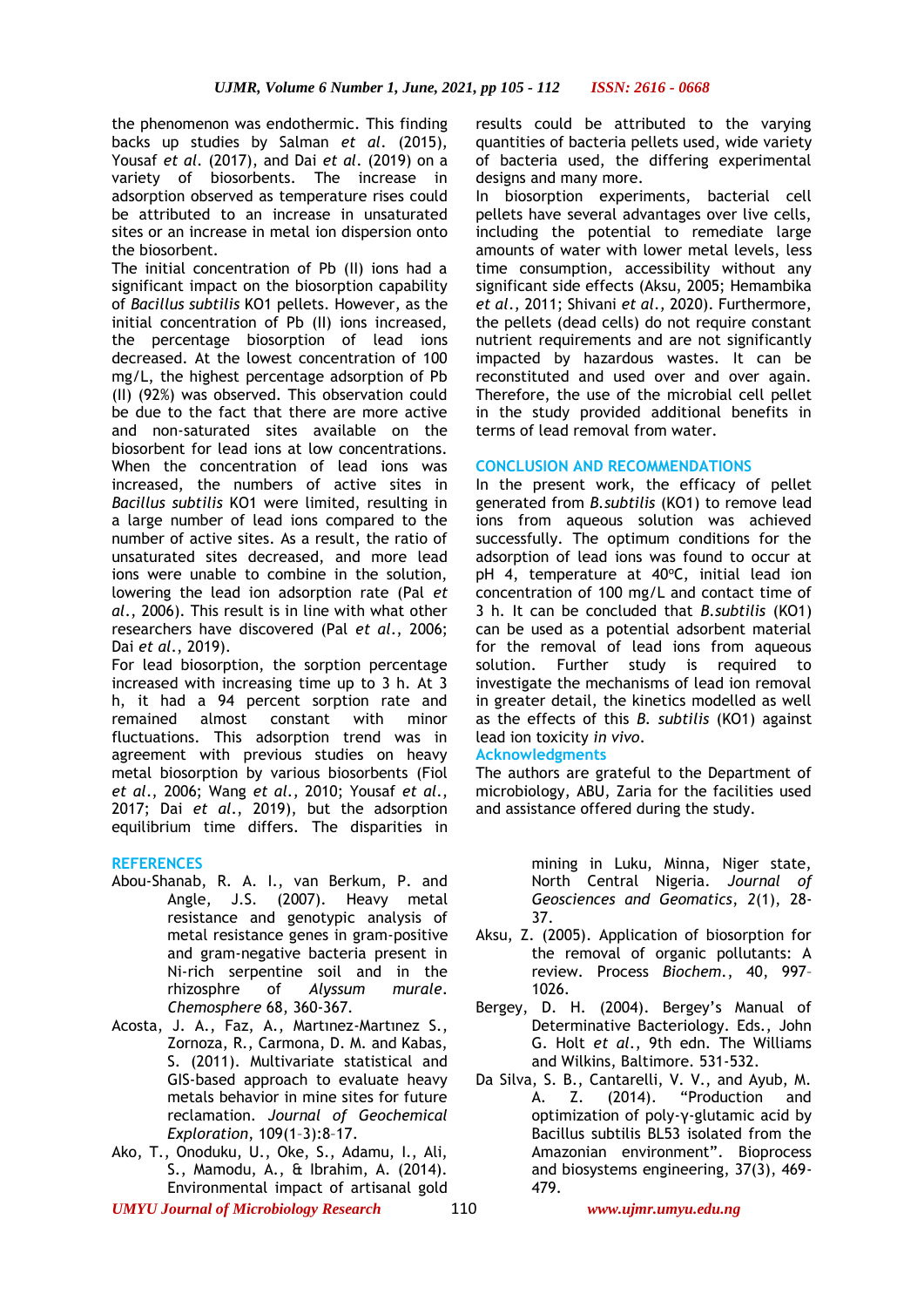the phenomenon was endothermic. This finding backs up studies by Salman *et al.* (2015), Yousaf *et al.* (2017), and Dai *et al.* (2019) on a variety of biosorbents. The increase in adsorption observed as temperature rises could be attributed to an increase in unsaturated sites or an increase in metal ion dispersion onto the biosorbent.

The initial concentration of Pb (II) ions had a significant impact on the biosorption capability of *Bacillus subtilis* KO1 pellets. However, as the initial concentration of Pb (II) ions increased, the percentage biosorption of lead ions decreased. At the lowest concentration of 100 mg/L, the highest percentage adsorption of Pb (II) (92%) was observed. This observation could be due to the fact that there are more active and non-saturated sites available on the biosorbent for lead ions at low concentrations. When the concentration of lead ions was increased, the numbers of active sites in *Bacillus subtilis* KO1 were limited, resulting in a large number of lead ions compared to the number of active sites. As a result, the ratio of unsaturated sites decreased, and more lead ions were unable to combine in the solution, lowering the lead ion adsorption rate (Pal *et al.*, 2006). This result is in line with what other researchers have discovered (Pal *et al.*, 2006; Dai *et al.*, 2019).

For lead biosorption, the sorption percentage increased with increasing time up to 3 h. At 3 h, it had a 94 percent sorption rate and remained almost constant with minor fluctuations. This adsorption trend was in agreement with previous studies on heavy metal biosorption by various biosorbents (Fiol *et al.*, 2006; Wang *et al.*, 2010; Yousaf *et al.*, 2017; Dai *et al.*, 2019), but the adsorption equilibrium time differs. The disparities in results could be attributed to the varying quantities of bacteria pellets used, wide variety of bacteria used, the differing experimental designs and many more.

In biosorption experiments, bacterial cell pellets have several advantages over live cells, including the potential to remediate large amounts of water with lower metal levels, less time consumption, accessibility without any significant side effects (Aksu, 2005; Hemambika *et al.*, 2011; Shivani *et al.*, 2020). Furthermore, the pellets (dead cells) do not require constant nutrient requirements and are not significantly impacted by hazardous wastes. It can be reconstituted and used over and over again. Therefore, the use of the microbial cell pellet in the study provided additional benefits in terms of lead removal from water.

## CONCLUSION AND RECOMMENDATIONS

In the present work, the efficacy of pellet generated from *B.subtilis* (KO1) to remove lead ions from aqueous solution was achieved successfully. The optimum conditions for the adsorption of lead ions was found to occur at pH 4, temperature at 40°C, initial lead ion concentration of 100 mg/L and contact time of 3 h. It can be concluded that *B.subtilis* (KO1) can be used as a potential adsorbent material for the removal of lead ions from aqueous solution. Further study is required to investigate the mechanisms of lead ion removal in greater detail, the kinetics modelled as well as the effects of this *B. subtilis* (KO1) against lead ion toxicity *in vivo*.

## Acknowledgments

The authors are grateful to the Department of microbiology, ABU, Zaria for the facilities used and assistance offered during the study.

## REFERENCES

Abou-Shanab, R. A. I., van Berkum, P. and Angle, J.S. (2007). Heavy metal resistance and genotypic analysis of metal resistance genes in gram-positive and gram-negative bacteria present in Ni-rich serpentine soil and in the rhizosphere of *Alyssum murale*. *Chemosphere* 68, 360-367.

Acosta, J. A., Faz, A., Martınez-Martınez S., Zornoza, R., Carmona, D. M. and Kabas, S. (2011). Multivariate statistical and GIS-based approach to evaluate heavy metals behavior in mine sites for future reclamation. *Journal of Geochemical Exploration*, 109(1–3):8–17.

Ako, T., Onoduku, U., Oke, S., Adamu, I., Ali, S., Mamodu, A., & Ibrahim, A. (2014). Environmental impact of artisanal gold mining in Luku, Minna, Niger state, North Central Nigeria. *Journal of Geosciences and Geomatics*, *2*(1), 28-37.

Aksu, Z. (2005). Application of biosorption for the removal of organic pollutants: A review. Process *Biochem.*, 40, 997–1026.

Bergey, D. H. (2004). Bergey's Manual of Determinative Bacteriology. Eds., John G. Holt *et al.*, 9th edn. The Williams and Wilkins, Baltimore. 531-532.

Da Silva, S. B., Cantarelli, V. V., and Ayub, M. A. Z. (2014). "Production and optimization of poly-γ-glutamic acid by Bacillus subtilis BL53 isolated from the Amazonian environment". Bioprocess and biosystems engineering, 37(3), 469-479.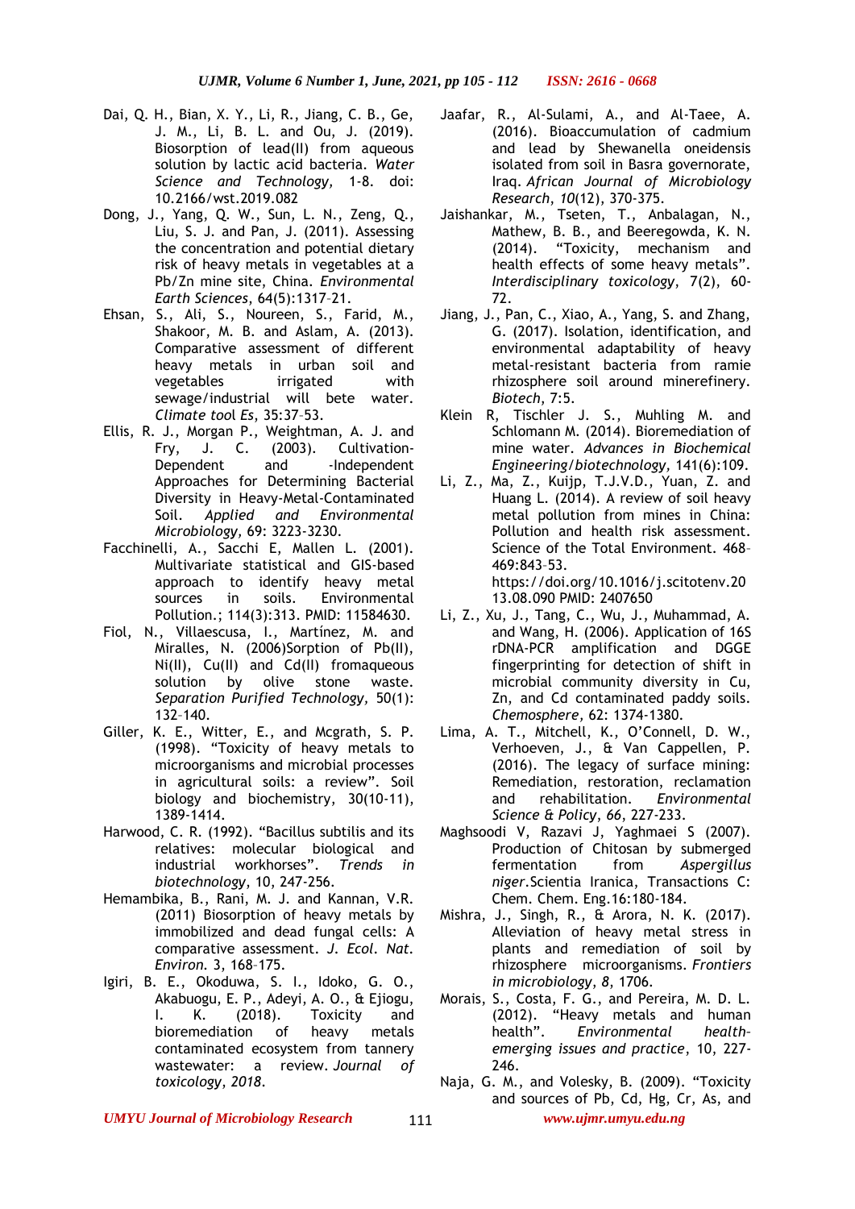Dai, Q. H., Bian, X. Y., Li, R., Jiang, C. B., Ge, J. M., Li, B. L. and Ou, J. (2019). Biosorption of lead(II) from aqueous solution by lactic acid bacteria. *Water Science and Technology,* 1-8. doi: 10.2166/wst.2019.082

Dong, J., Yang, Q. W., Sun, L. N., Zeng, Q., Liu, S. J. and Pan, J. (2011). Assessing the concentration and potential dietary risk of heavy metals in vegetables at a Pb/Zn mine site, China. *Environmental Earth Sciences*, 64(5):1317–21.

Ehsan, S., Ali, S., Noureen, S., Farid, M., Shakoor, M. B. and Aslam, A. (2013). Comparative assessment of different heavy metals in urban soil and vegetables irrigated with sewage/industrial will bete water. *Climate tool Es*, 35:37–53.

Ellis, R. J., Morgan P., Weightman, A. J. and Fry, J. C. (2003). Cultivation-Dependent and -Independent Approaches for Determining Bacterial Diversity in Heavy-Metal-Contaminated Soil. *Applied and Environmental Microbiology,* 69: 3223-3230.

Facchinelli, A., Sacchi E, Mallen L. (2001). Multivariate statistical and GIS-based approach to identify heavy metal sources in soils. Environmental Pollution.; 114(3):313. PMID: 11584630.

Fiol, N., Villaescusa, I., Martínez, M. and Miralles, N. (2006)Sorption of Pb(II), Ni(II), Cu(II) and Cd(II) fromaqueous solution by olive stone waste. *Separation Purified Technology,* 50(1): 132–140.

Giller, K. E., Witter, E., and Mcgrath, S. P. (1998). "Toxicity of heavy metals to microorganisms and microbial processes in agricultural soils: a review". Soil biology and biochemistry, 30(10-11), 1389-1414.

Harwood, C. R. (1992). "Bacillus subtilis and its relatives: molecular biological and industrial workhorses". *Trends in biotechnology*, 10, 247-256.

Hemambika, B., Rani, M. J. and Kannan, V.R. (2011) Biosorption of heavy metals by immobilized and dead fungal cells: A comparative assessment. *J. Ecol. Nat. Environ.* 3, 168–175.

Igiri, B. E., Okoduwa, S. I., Idoko, G. O., Akabuogu, E. P., Adeyi, A. O., & Ejiogu, I. K. (2018). Toxicity and bioremediation of heavy metals contaminated ecosystem from tannery wastewater: a review. *Journal of toxicology*, *2018*.

Jaafar, R., Al-Sulami, A., and Al-Taee, A. (2016). Bioaccumulation of cadmium and lead by Shewanella oneidensis isolated from soil in Basra governorate, Iraq. *African Journal of Microbiology Research*, *10*(12), 370-375.

Jaishankar, M., Tseten, T., Anbalagan, N., Mathew, B. B., and Beeregowda, K. N. (2014). "Toxicity, mechanism and health effects of some heavy metals". *Interdisciplinary toxicology*, 7(2), 60-72.

Jiang, J., Pan, C., Xiao, A., Yang, S. and Zhang, G. (2017). Isolation, identification, and environmental adaptability of heavy metal-resistant bacteria from ramie rhizosphere soil around minerefinery. *Biotech,* 7:5.

Klein R, Tischler J. S., Muhling M. and Schlomann M. (2014). Bioremediation of mine water. *Advances in Biochemical Engineering/biotechnology,* 141(6):109.

Li, Z., Ma, Z., Kuijp, T.J.V.D., Yuan, Z. and Huang L. (2014). A review of soil heavy metal pollution from mines in China: Pollution and health risk assessment. Science of the Total Environment. 468–469:843–53. https://doi.org/10.1016/j.scitotenv.2013.08.090 PMID: 2407650

Li, Z., Xu, J., Tang, C., Wu, J., Muhammad, A. and Wang, H. (2006). Application of 16S rDNA-PCR amplification and DGGE fingerprinting for detection of shift in microbial community diversity in Cu, Zn, and Cd contaminated paddy soils. *Chemosphere,* 62: 1374-1380.

Lima, A. T., Mitchell, K., O'Connell, D. W., Verhoeven, J., & Van Cappellen, P. (2016). The legacy of surface mining: Remediation, restoration, reclamation and rehabilitation. *Environmental Science & Policy*, *66*, 227-233.

Maghsoodi V, Razavi J, Yaghmaei S (2007). Production of Chitosan by submerged fermentation from *Aspergillus niger*.Scientia Iranica, Transactions C: Chem. Chem. Eng.16:180-184.

Mishra, J., Singh, R., & Arora, N. K. (2017). Alleviation of heavy metal stress in plants and remediation of soil by rhizosphere microorganisms. *Frontiers in microbiology*, *8*, 1706.

Morais, S., Costa, F. G., and Pereira, M. D. L. (2012). "Heavy metals and human health". *Environmental health-emerging issues and practice*, 10, 227-246.

Naja, G. M., and Volesky, B. (2009). "Toxicity and sources of Pb, Cd, Hg, Cr, As, and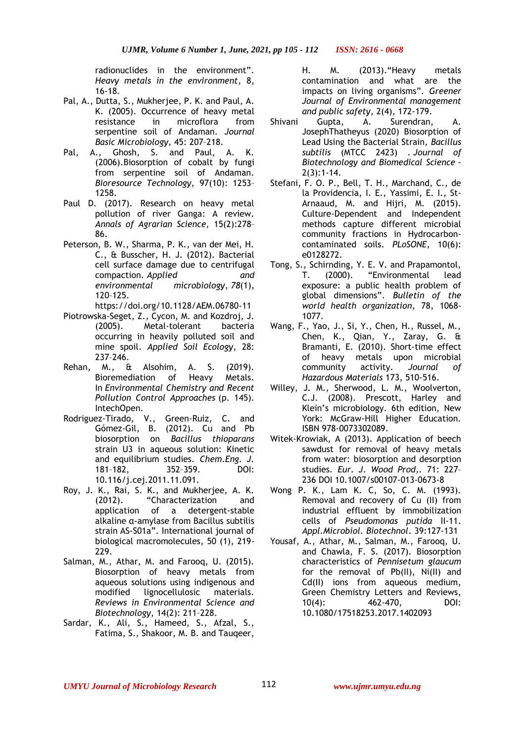radionuclides in the environment". *Heavy metals in the environment*, 8, 16-18.

Pal, A., Dutta, S., Mukherjee, P. K. and Paul, A. K. (2005). Occurrence of heavy metal resistance in microflora from serpentine soil of Andaman. *Journal Basic Microbiology,* 45: 207–218.

Pal, A., Ghosh, S. and Paul, A. K. (2006).Biosorption of cobalt by fungi from serpentine soil of Andaman. *Bioresource Technology,* 97(10): 1253–1258.

Paul D. (2017). Research on heavy metal pollution of river Ganga: A review. *Annals of Agrarian Science,* 15(2):278–86.

Peterson, B. W., Sharma, P. K., van der Mei, H. C., & Busscher, H. J. (2012). Bacterial cell surface damage due to centrifugal compaction. *Applied and environmental microbiology*, *78*(1), 120–125. https://doi.org/10.1128/AEM.06780-11

Piotrowska-Seget, Z., Cycon, M. and Kozdroj, J. (2005). Metal-tolerant bacteria occurring in heavily polluted soil and mine spoil. *Applied Soil Ecology*, 28: 237–246.

Rehan, M., & Alsohim, A. S. (2019). Bioremediation of Heavy Metals. In *Environmental Chemistry and Recent Pollution Control Approaches* (p. 145). IntechOpen.

Rodriguez-Tirado, V., Green-Ruiz, C. and Gómez-Gil, B. (2012). Cu and Pb biosorption on *Bacillus thioparans* strain U3 in aqueous solution: Kinetic and equilibrium studies. *Chem.Eng. J.* 181–182, 352–359. DOI: 10.116/j.cej.2011.11.091.

Roy, J. K., Rai, S. K., and Mukherjee, A. K. (2012). "Characterization and application of a detergent-stable alkaline α-amylase from Bacillus subtilis strain AS-S01a". International journal of biological macromolecules, 50 (1), 219-229.

Salman, M., Athar, M. and Farooq, U. (2015). Biosorption of heavy metals from aqueous solutions using indigenous and modified lignocellulosic materials. *Reviews in Environmental Science and Biotechnology*, 14(2): 211–228.

Sardar, K., Ali, S., Hameed, S., Afzal, S., Fatima, S., Shakoor, M. B. and Tauqeer, H. M. (2013)."Heavy metals contamination and what are the impacts on living organisms". *Greener Journal of Environmental management and public safety*, 2(4), 172-179.

Shivani Gupta, A. Surendran, A. JosephThatheyus (2020) Biosorption of Lead Using the Bacterial Strain, *Bacillus subtilis* (MTCC 2423) . *Journal of Biotechnology and Biomedical Science* - 2(3):1-14.

Stefani, F. O. P., Bell, T. H., Marchand, C., de la Providencia, I. E., Yassimi, E. I., St-Arnaaud, M. and Hijri, M. (2015). Culture-Dependent and Independent methods capture different microbial community fractions in Hydrocarbon-contaminated soils. *PLoSONE*, 10(6): e0128272.

Tong, S., Schirnding, Y. E. V. and Prapamontol, T. (2000). "Environmental lead exposure: a public health problem of global dimensions". *Bulletin of the world health organization*, 78, 1068-1077.

Wang, F., Yao, J., Si, Y., Chen, H., Russel, M., Chen, K., Qian, Y., Zaray, G. & Bramanti, E. (2010). Short-time effect of heavy metals upon microbial community activity. *Journal of Hazardous Materials* 173, 510-516.

Willey, J. M., Sherwood, L. M., Woolverton, C.J. (2008). Prescott, Harley and Klein's microbiology. 6th edition, New York: McGraw-Hill Higher Education. ISBN 978-0073302089.

Witek-Krowiak, A (2013). Application of beech sawdust for removal of heavy metals from water: biosorption and desorption studies. *Eur. J. Wood Prod,*. 71: 227–236 DOI 10.1007/s00107-013-0673-8

Wong P. K., Lam K. C, So, C. M. (1993). Removal and recovery of Cu (II) from industrial effluent by immobilization cells of *Pseudomonas putida* II-11. *Appl.Microbiol. Biotechnol*. 39:127-131

Yousaf, A., Athar, M., Salman, M., Farooq, U. and Chawla, F. S. (2017). Biosorption characteristics of *Pennisetum glaucum* for the removal of Pb(II), Ni(II) and Cd(II) ions from aqueous medium, Green Chemistry Letters and Reviews, 10(4): 462-470, DOI: 10.1080/17518253.2017.1402093